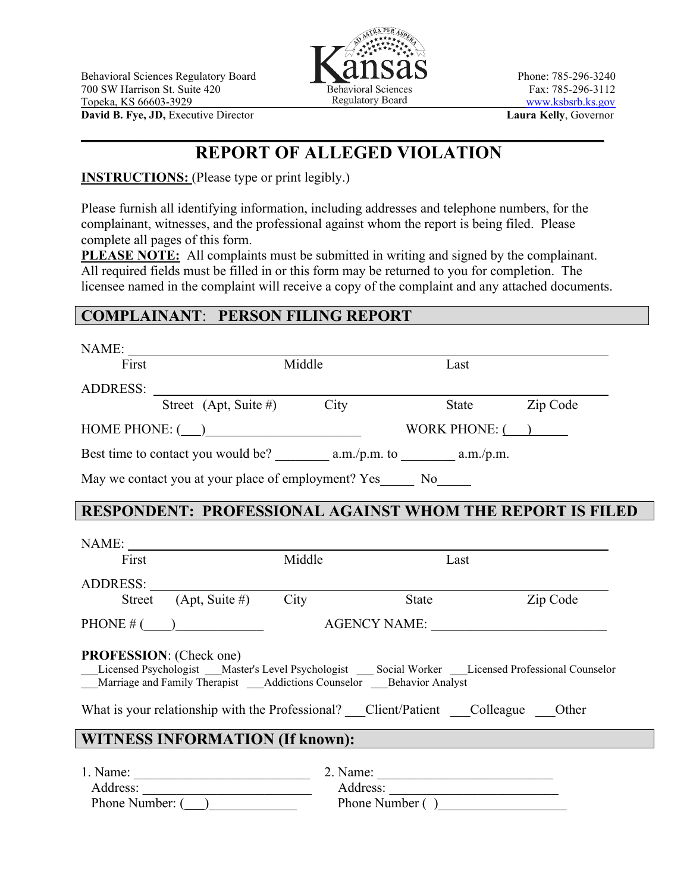Behavioral Sciences Regulatory Board
700 SW Harrison St. Suite 420
Topeka, KS 66603-3929
**David B. Fye, JD,** Executive Director

Kansas Behavioral Sciences Regulatory Board

Phone: 785-296-3240
Fax: 785-296-3112
www.ksbsrb.ks.gov
**Laura Kelly**, Governor

# REPORT OF ALLEGED VIOLATION

**INSTRUCTIONS:** (Please type or print legibly.)

Please furnish all identifying information, including addresses and telephone numbers, for the complainant, witnesses, and the professional against whom the report is being filed. Please complete all pages of this form.

**PLEASE NOTE:** All complaints must be submitted in writing and signed by the complainant. All required fields must be filled in or this form may be returned to you for completion. The licensee named in the complaint will receive a copy of the complaint and any attached documents.

## COMPLAINANT: PERSON FILING REPORT

NAME: ________________________________________________
First Middle Last

ADDRESS: ________________________________________________
Street (Apt, Suite #) City State Zip Code

HOME PHONE: (___)______________________ WORK PHONE: (___)_____

Best time to contact you would be? ________ a.m./p.m. to ________ a.m./p.m.

May we contact you at your place of employment? Yes_____ No_____

## RESPONDENT: PROFESSIONAL AGAINST WHOM THE REPORT IS FILED

NAME: ________________________________________________
First Middle Last

ADDRESS: ________________________________________________
Street (Apt, Suite #) City State Zip Code

PHONE # (____)_____________ AGENCY NAME: ________________________

**PROFESSION**: (Check one)
___Licensed Psychologist ___Master's Level Psychologist ___ Social Worker ___Licensed Professional Counselor
___Marriage and Family Therapist ___Addictions Counselor ___Behavior Analyst

What is your relationship with the Professional? ___Client/Patient ___Colleague ___Other

## WITNESS INFORMATION (If known):

1. Name: _________________________
   Address: _________________________
   Phone Number: (___)_____________

2. Name: _________________________
   Address: _________________________
   Phone Number ( )__________________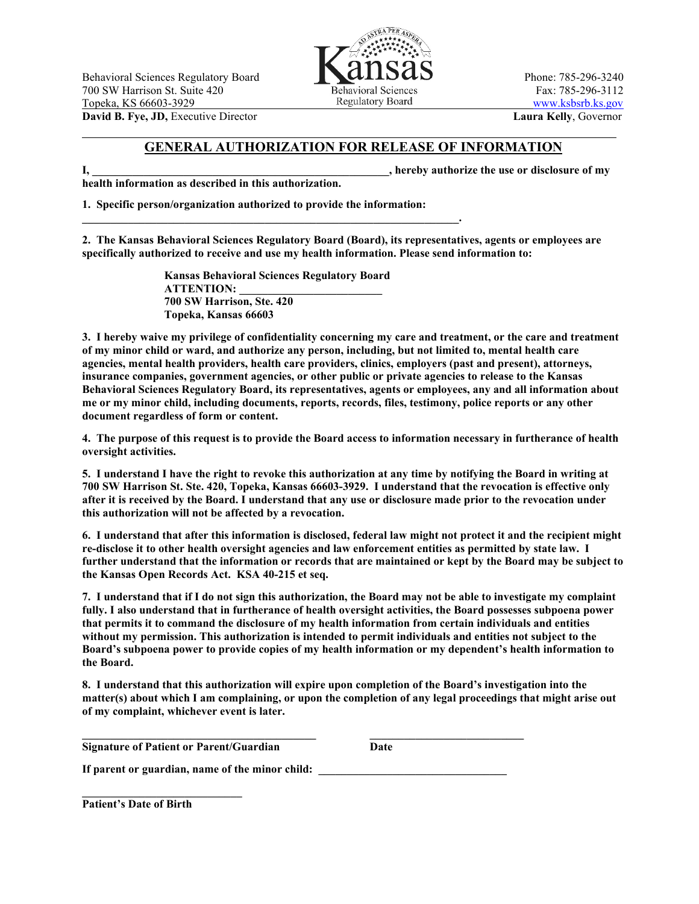Behavioral Sciences Regulatory Board
700 SW Harrison St. Suite 420
Topeka, KS 66603-3929
**David B. Fye, JD,** Executive Director

Kansas
Behavioral Sciences
Regulatory Board

Phone: 785-296-3240
Fax: 785-296-3112
www.ksbsrb.ks.gov
**Laura Kelly**, Governor

# GENERAL AUTHORIZATION FOR RELEASE OF INFORMATION

**I, ____________________________________________________, hereby authorize the use or disclosure of my health information as described in this authorization.**

**1. Specific person/organization authorized to provide the information:**
**_________________________________________________________________.**

**2. The Kansas Behavioral Sciences Regulatory Board (Board), its representatives, agents or employees are specifically authorized to receive and use my health information. Please send information to:**

> **Kansas Behavioral Sciences Regulatory Board**
> **ATTENTION: _________________________**
> **700 SW Harrison, Ste. 420**
> **Topeka, Kansas 66603**

**3. I hereby waive my privilege of confidentiality concerning my care and treatment, or the care and treatment of my minor child or ward, and authorize any person, including, but not limited to, mental health care agencies, mental health providers, health care providers, clinics, employers (past and present), attorneys, insurance companies, government agencies, or other public or private agencies to release to the Kansas Behavioral Sciences Regulatory Board, its representatives, agents or employees, any and all information about me or my minor child, including documents, reports, records, files, testimony, police reports or any other document regardless of form or content.**

**4. The purpose of this request is to provide the Board access to information necessary in furtherance of health oversight activities.**

**5. I understand I have the right to revoke this authorization at any time by notifying the Board in writing at 700 SW Harrison St. Ste. 420, Topeka, Kansas 66603-3929. I understand that the revocation is effective only after it is received by the Board. I understand that any use or disclosure made prior to the revocation under this authorization will not be affected by a revocation.**

**6. I understand that after this information is disclosed, federal law might not protect it and the recipient might re-disclose it to other health oversight agencies and law enforcement entities as permitted by state law. I further understand that the information or records that are maintained or kept by the Board may be subject to the Kansas Open Records Act. KSA 40-215 et seq.**

**7. I understand that if I do not sign this authorization, the Board may not be able to investigate my complaint fully. I also understand that in furtherance of health oversight activities, the Board possesses subpoena power that permits it to command the disclosure of my health information from certain individuals and entities without my permission. This authorization is intended to permit individuals and entities not subject to the Board's subpoena power to provide copies of my health information or my dependent's health information to the Board.**

**8. I understand that this authorization will expire upon completion of the Board's investigation into the matter(s) about which I am complaining, or upon the completion of any legal proceedings that might arise out of my complaint, whichever event is later.**

**______________________________________** **____________________________**
**Signature of Patient or Parent/Guardian** **Date**

**If parent or guardian, name of the minor child: ________________________________**

**____________________________**
**Patient's Date of Birth**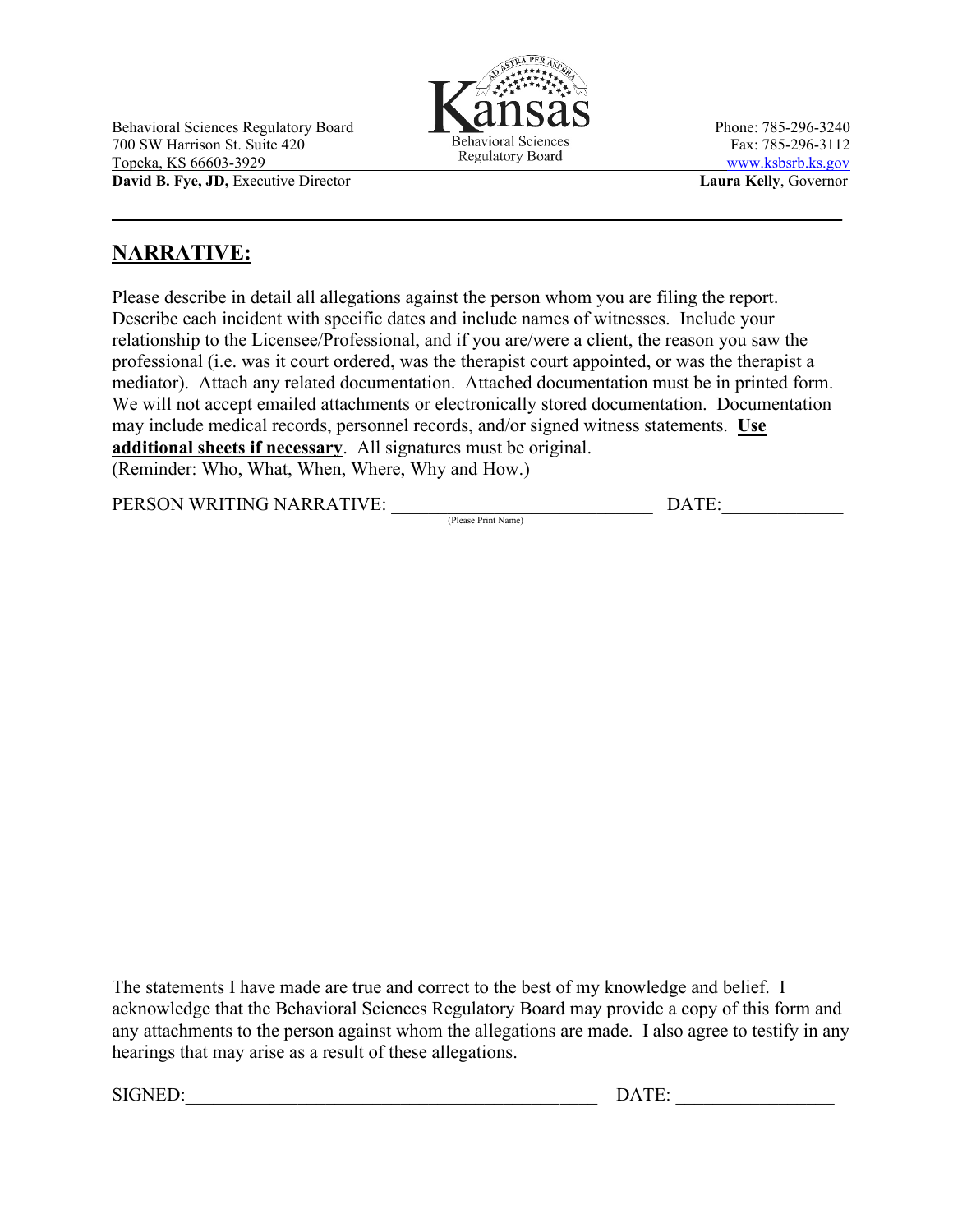Behavioral Sciences Regulatory Board
700 SW Harrison St. Suite 420
Topeka, KS 66603-3929
**David B. Fye, JD,** Executive Director

Kansas
Behavioral Sciences
Regulatory Board

Phone: 785-296-3240
Fax: 785-296-3112
www.ksbsrb.ks.gov
**Laura Kelly**, Governor

---

## **NARRATIVE:**

Please describe in detail all allegations against the person whom you are filing the report. Describe each incident with specific dates and include names of witnesses. Include your relationship to the Licensee/Professional, and if you are/were a client, the reason you saw the professional (i.e. was it court ordered, was the therapist court appointed, or was the therapist a mediator). Attach any related documentation. Attached documentation must be in printed form. We will not accept emailed attachments or electronically stored documentation. Documentation may include medical records, personnel records, and/or signed witness statements. **Use additional sheets if necessary**. All signatures must be original.
(Reminder: Who, What, When, Where, Why and How.)

PERSON WRITING NARRATIVE: ____________________________ DATE:_____________
(Please Print Name)

The statements I have made are true and correct to the best of my knowledge and belief. I acknowledge that the Behavioral Sciences Regulatory Board may provide a copy of this form and any attachments to the person against whom the allegations are made. I also agree to testify in any hearings that may arise as a result of these allegations.

SIGNED:____________________________________________ DATE: _________________